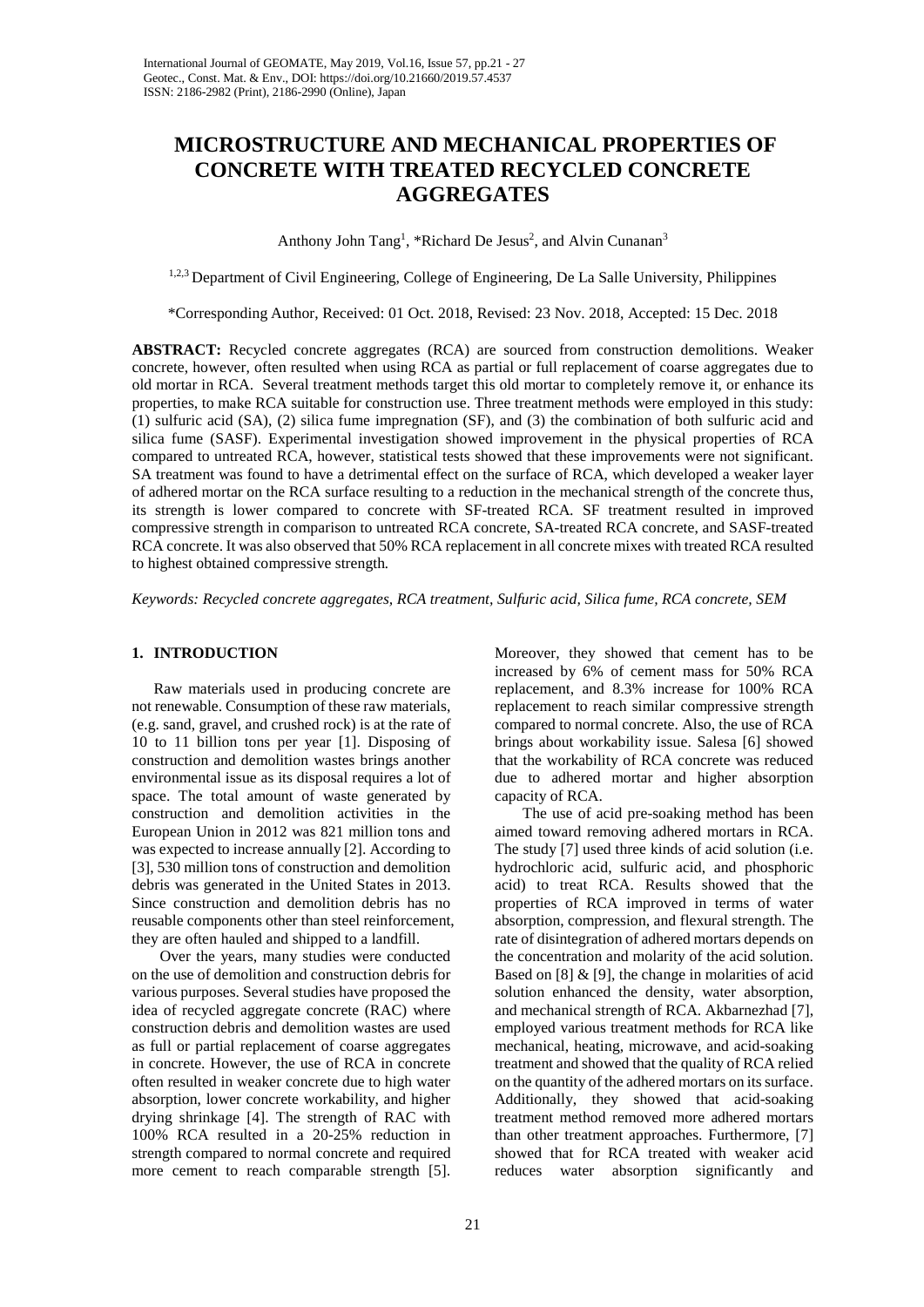# MICROSTRUCTURE AND MECHANICAL PROPERTIES OF CONCRETE WITH TREATED RECYCLED CONCRETE AGGREGATES

Anthony John Tang[1], *Richard De Jesus[2], and Alvin Cunanan[3]

[1,2,3] Department of Civil Engineering, College of Engineering, De La Salle University, Philippines

*Corresponding Author, Received: 01 Oct. 2018, Revised: 23 Nov. 2018, Accepted: 15 Dec. 2018

**ABSTRACT:** Recycled concrete aggregates (RCA) are sourced from construction demolitions. Weaker concrete, however, often resulted when using RCA as partial or full replacement of coarse aggregates due to old mortar in RCA. Several treatment methods target this old mortar to completely remove it, or enhance its properties, to make RCA suitable for construction use. Three treatment methods were employed in this study: (1) sulfuric acid (SA), (2) silica fume impregnation (SF), and (3) the combination of both sulfuric acid and silica fume (SASF). Experimental investigation showed improvement in the physical properties of RCA compared to untreated RCA, however, statistical tests showed that these improvements were not significant. SA treatment was found to have a detrimental effect on the surface of RCA, which developed a weaker layer of adhered mortar on the RCA surface resulting to a reduction in the mechanical strength of the concrete thus, its strength is lower compared to concrete with SF-treated RCA. SF treatment resulted in improved compressive strength in comparison to untreated RCA concrete, SA-treated RCA concrete, and SASF-treated RCA concrete. It was also observed that 50% RCA replacement in all concrete mixes with treated RCA resulted to highest obtained compressive strength.

*Keywords: Recycled concrete aggregates, RCA treatment, Sulfuric acid, Silica fume, RCA concrete, SEM*

## 1. INTRODUCTION

Raw materials used in producing concrete are not renewable. Consumption of these raw materials, (e.g. sand, gravel, and crushed rock) is at the rate of 10 to 11 billion tons per year [1]. Disposing of construction and demolition wastes brings another environmental issue as its disposal requires a lot of space. The total amount of waste generated by construction and demolition activities in the European Union in 2012 was 821 million tons and was expected to increase annually [2]. According to [3], 530 million tons of construction and demolition debris was generated in the United States in 2013. Since construction and demolition debris has no reusable components other than steel reinforcement, they are often hauled and shipped to a landfill.

Over the years, many studies were conducted on the use of demolition and construction debris for various purposes. Several studies have proposed the idea of recycled aggregate concrete (RAC) where construction debris and demolition wastes are used as full or partial replacement of coarse aggregates in concrete. However, the use of RCA in concrete often resulted in weaker concrete due to high water absorption, lower concrete workability, and higher drying shrinkage [4]. The strength of RAC with 100% RCA resulted in a 20-25% reduction in strength compared to normal concrete and required more cement to reach comparable strength [5]. Moreover, they showed that cement has to be increased by 6% of cement mass for 50% RCA replacement, and 8.3% increase for 100% RCA replacement to reach similar compressive strength compared to normal concrete. Also, the use of RCA brings about workability issue. Salesa [6] showed that the workability of RCA concrete was reduced due to adhered mortar and higher absorption capacity of RCA.

The use of acid pre-soaking method has been aimed toward removing adhered mortars in RCA. The study [7] used three kinds of acid solution (i.e. hydrochloric acid, sulfuric acid, and phosphoric acid) to treat RCA. Results showed that the properties of RCA improved in terms of water absorption, compression, and flexural strength. The rate of disintegration of adhered mortars depends on the concentration and molarity of the acid solution. Based on [8] & [9], the change in molarities of acid solution enhanced the density, water absorption, and mechanical strength of RCA. Akbarnezhad [7], employed various treatment methods for RCA like mechanical, heating, microwave, and acid-soaking treatment and showed that the quality of RCA relied on the quantity of the adhered mortars on its surface. Additionally, they showed that acid-soaking treatment method removed more adhered mortars than other treatment approaches. Furthermore, [7] showed that for RCA treated with weaker acid reduces water absorption significantly and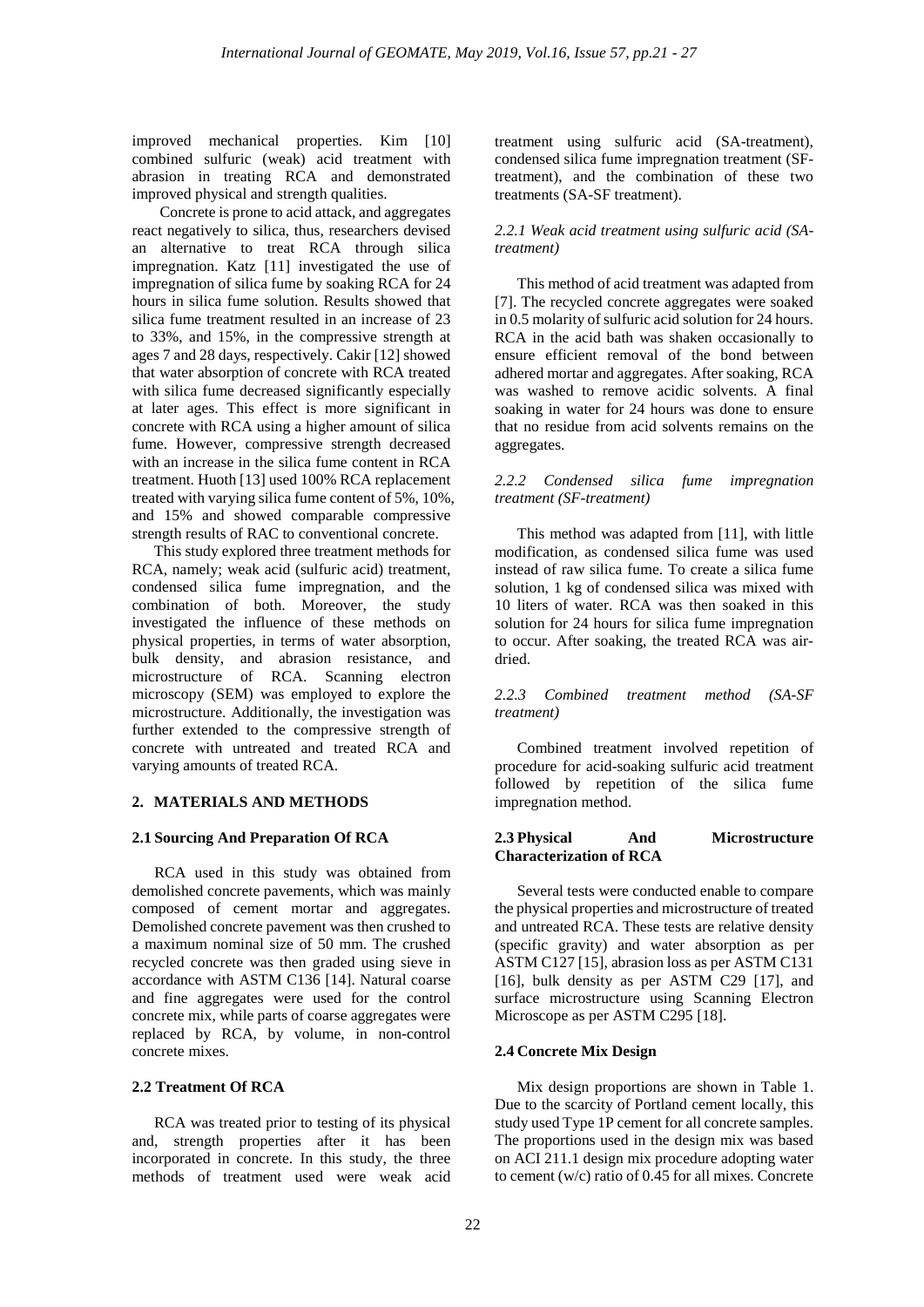improved mechanical properties. Kim [10] combined sulfuric (weak) acid treatment with abrasion in treating RCA and demonstrated improved physical and strength qualities.

Concrete is prone to acid attack, and aggregates react negatively to silica, thus, researchers devised an alternative to treat RCA through silica impregnation. Katz [11] investigated the use of impregnation of silica fume by soaking RCA for 24 hours in silica fume solution. Results showed that silica fume treatment resulted in an increase of 23 to 33%, and 15%, in the compressive strength at ages 7 and 28 days, respectively. Cakir [12] showed that water absorption of concrete with RCA treated with silica fume decreased significantly especially at later ages. This effect is more significant in concrete with RCA using a higher amount of silica fume. However, compressive strength decreased with an increase in the silica fume content in RCA treatment. Huoth [13] used 100% RCA replacement treated with varying silica fume content of 5%, 10%, and 15% and showed comparable compressive strength results of RAC to conventional concrete.

This study explored three treatment methods for RCA, namely; weak acid (sulfuric acid) treatment, condensed silica fume impregnation, and the combination of both. Moreover, the study investigated the influence of these methods on physical properties, in terms of water absorption, bulk density, and abrasion resistance, and microstructure of RCA. Scanning electron microscopy (SEM) was employed to explore the microstructure. Additionally, the investigation was further extended to the compressive strength of concrete with untreated and treated RCA and varying amounts of treated RCA.

## 2. MATERIALS AND METHODS

### 2.1 Sourcing And Preparation Of RCA

RCA used in this study was obtained from demolished concrete pavements, which was mainly composed of cement mortar and aggregates. Demolished concrete pavement was then crushed to a maximum nominal size of 50 mm. The crushed recycled concrete was then graded using sieve in accordance with ASTM C136 [14]. Natural coarse and fine aggregates were used for the control concrete mix, while parts of coarse aggregates were replaced by RCA, by volume, in non-control concrete mixes.

### 2.2 Treatment Of RCA

RCA was treated prior to testing of its physical and, strength properties after it has been incorporated in concrete. In this study, the three methods of treatment used were weak acid treatment using sulfuric acid (SA-treatment), condensed silica fume impregnation treatment (SF-treatment), and the combination of these two treatments (SA-SF treatment).

#### *2.2.1 Weak acid treatment using sulfuric acid (SA-treatment)*

This method of acid treatment was adapted from [7]. The recycled concrete aggregates were soaked in 0.5 molarity of sulfuric acid solution for 24 hours. RCA in the acid bath was shaken occasionally to ensure efficient removal of the bond between adhered mortar and aggregates. After soaking, RCA was washed to remove acidic solvents. A final soaking in water for 24 hours was done to ensure that no residue from acid solvents remains on the aggregates.

#### *2.2.2 Condensed silica fume impregnation treatment (SF-treatment)*

This method was adapted from [11], with little modification, as condensed silica fume was used instead of raw silica fume. To create a silica fume solution, 1 kg of condensed silica was mixed with 10 liters of water. RCA was then soaked in this solution for 24 hours for silica fume impregnation to occur. After soaking, the treated RCA was air-dried.

#### *2.2.3 Combined treatment method (SA-SF treatment)*

Combined treatment involved repetition of procedure for acid-soaking sulfuric acid treatment followed by repetition of the silica fume impregnation method.

### 2.3 Physical And Microstructure Characterization of RCA

Several tests were conducted enable to compare the physical properties and microstructure of treated and untreated RCA. These tests are relative density (specific gravity) and water absorption as per ASTM C127 [15], abrasion loss as per ASTM C131 [16], bulk density as per ASTM C29 [17], and surface microstructure using Scanning Electron Microscope as per ASTM C295 [18].

### 2.4 Concrete Mix Design

Mix design proportions are shown in Table 1. Due to the scarcity of Portland cement locally, this study used Type 1P cement for all concrete samples. The proportions used in the design mix was based on ACI 211.1 design mix procedure adopting water to cement (w/c) ratio of 0.45 for all mixes. Concrete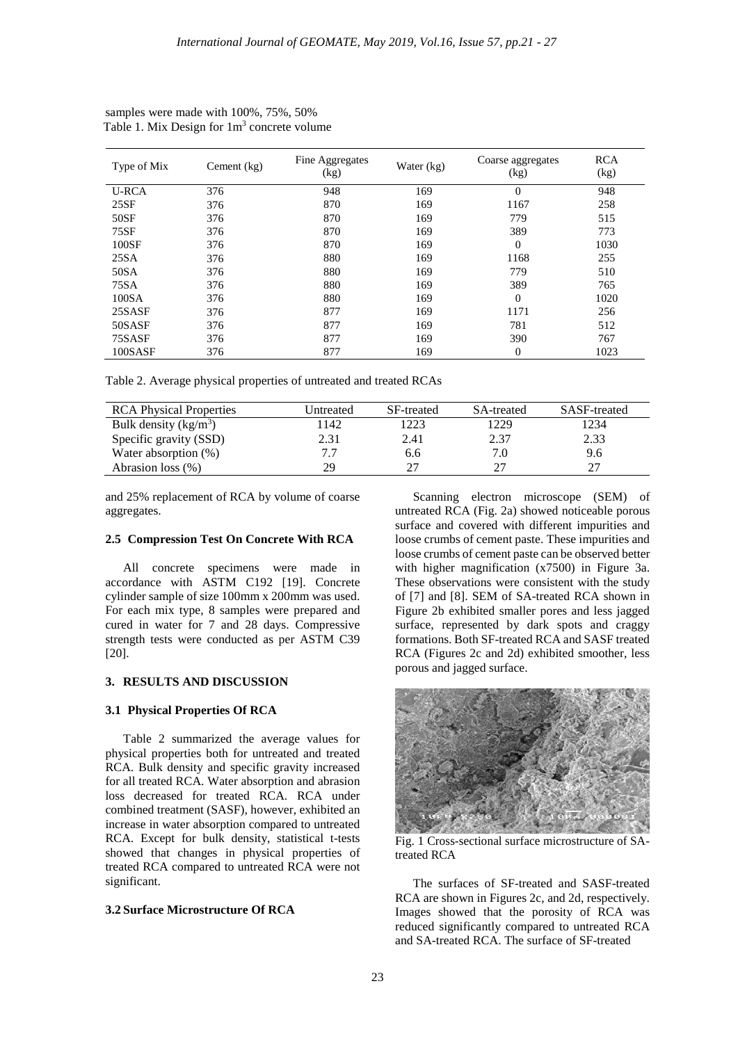samples were made with 100%, 75%, 50%

Table 1. Mix Design for 1m$^3$ concrete volume

| Type of Mix | Cement (kg) | Fine Aggregates (kg) | Water (kg) | Coarse aggregates (kg) | RCA (kg) |
|---|---|---|---|---|---|
| U-RCA | 376 | 948 | 169 | 0 | 948 |
| 25SF | 376 | 870 | 169 | 1167 | 258 |
| 50SF | 376 | 870 | 169 | 779 | 515 |
| 75SF | 376 | 870 | 169 | 389 | 773 |
| 100SF | 376 | 870 | 169 | 0 | 1030 |
| 25SA | 376 | 880 | 169 | 1168 | 255 |
| 50SA | 376 | 880 | 169 | 779 | 510 |
| 75SA | 376 | 880 | 169 | 389 | 765 |
| 100SA | 376 | 880 | 169 | 0 | 1020 |
| 25SASF | 376 | 877 | 169 | 1171 | 256 |
| 50SASF | 376 | 877 | 169 | 781 | 512 |
| 75SASF | 376 | 877 | 169 | 390 | 767 |
| 100SASF | 376 | 877 | 169 | 0 | 1023 |

Table 2. Average physical properties of untreated and treated RCAs

| RCA Physical Properties | Untreated | SF-treated | SA-treated | SASF-treated |
|---|---|---|---|---|
| Bulk density (kg/m$^3$) | 1142 | 1223 | 1229 | 1234 |
| Specific gravity (SSD) | 2.31 | 2.41 | 2.37 | 2.33 |
| Water absorption (%) | 7.7 | 6.6 | 7.0 | 9.6 |
| Abrasion loss (%) | 29 | 27 | 27 | 27 |

and 25% replacement of RCA by volume of coarse aggregates.

### 2.5 Compression Test On Concrete With RCA

All concrete specimens were made in accordance with ASTM C192 [19]. Concrete cylinder sample of size 100mm x 200mm was used. For each mix type, 8 samples were prepared and cured in water for 7 and 28 days. Compressive strength tests were conducted as per ASTM C39 [20].

## 3. RESULTS AND DISCUSSION

### 3.1 Physical Properties Of RCA

Table 2 summarized the average values for physical properties both for untreated and treated RCA. Bulk density and specific gravity increased for all treated RCA. Water absorption and abrasion loss decreased for treated RCA. RCA under combined treatment (SASF), however, exhibited an increase in water absorption compared to untreated RCA. Except for bulk density, statistical t-tests showed that changes in physical properties of treated RCA compared to untreated RCA were not significant.

### 3.2 Surface Microstructure Of RCA

Scanning electron microscope (SEM) of untreated RCA (Fig. 2a) showed noticeable porous surface and covered with different impurities and loose crumbs of cement paste. These impurities and loose crumbs of cement paste can be observed better with higher magnification (x7500) in Figure 3a. These observations were consistent with the study of [7] and [8]. SEM of SA-treated RCA shown in Figure 2b exhibited smaller pores and less jagged surface, represented by dark spots and craggy formations. Both SF-treated RCA and SASF treated RCA (Figures 2c and 2d) exhibited smoother, less porous and jagged surface.

Fig. 1 Cross-sectional surface microstructure of SA-treated RCA

The surfaces of SF-treated and SASF-treated RCA are shown in Figures 2c, and 2d, respectively. Images showed that the porosity of RCA was reduced significantly compared to untreated RCA and SA-treated RCA. The surface of SF-treated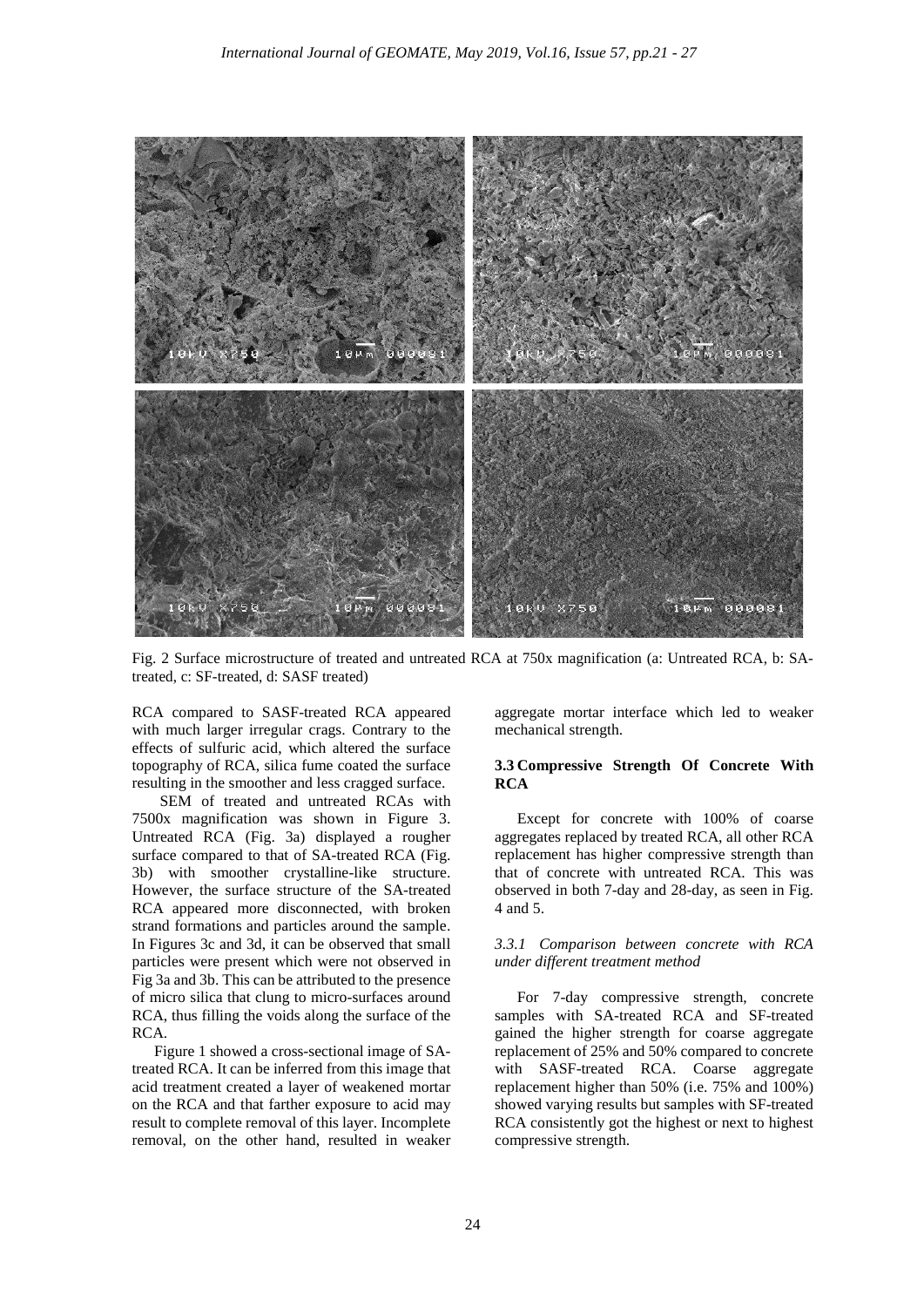Fig. 2 Surface microstructure of treated and untreated RCA at 750x magnification (a: Untreated RCA, b: SA-treated, c: SF-treated, d: SASF treated)

RCA compared to SASF-treated RCA appeared with much larger irregular crags. Contrary to the effects of sulfuric acid, which altered the surface topography of RCA, silica fume coated the surface resulting in the smoother and less cragged surface.

SEM of treated and untreated RCAs with 7500x magnification was shown in Figure 3. Untreated RCA (Fig. 3a) displayed a rougher surface compared to that of SA-treated RCA (Fig. 3b) with smoother crystalline-like structure. However, the surface structure of the SA-treated RCA appeared more disconnected, with broken strand formations and particles around the sample. In Figures 3c and 3d, it can be observed that small particles were present which were not observed in Fig 3a and 3b. This can be attributed to the presence of micro silica that clung to micro-surfaces around RCA, thus filling the voids along the surface of the RCA.

Figure 1 showed a cross-sectional image of SA-treated RCA. It can be inferred from this image that acid treatment created a layer of weakened mortar on the RCA and that farther exposure to acid may result to complete removal of this layer. Incomplete removal, on the other hand, resulted in weaker aggregate mortar interface which led to weaker mechanical strength.

## 3.3 Compressive Strength Of Concrete With RCA

Except for concrete with 100% of coarse aggregates replaced by treated RCA, all other RCA replacement has higher compressive strength than that of concrete with untreated RCA. This was observed in both 7-day and 28-day, as seen in Fig. 4 and 5.

### *3.3.1 Comparison between concrete with RCA under different treatment method*

For 7-day compressive strength, concrete samples with SA-treated RCA and SF-treated gained the higher strength for coarse aggregate replacement of 25% and 50% compared to concrete with SASF-treated RCA. Coarse aggregate replacement higher than 50% (i.e. 75% and 100%) showed varying results but samples with SF-treated RCA consistently got the highest or next to highest compressive strength.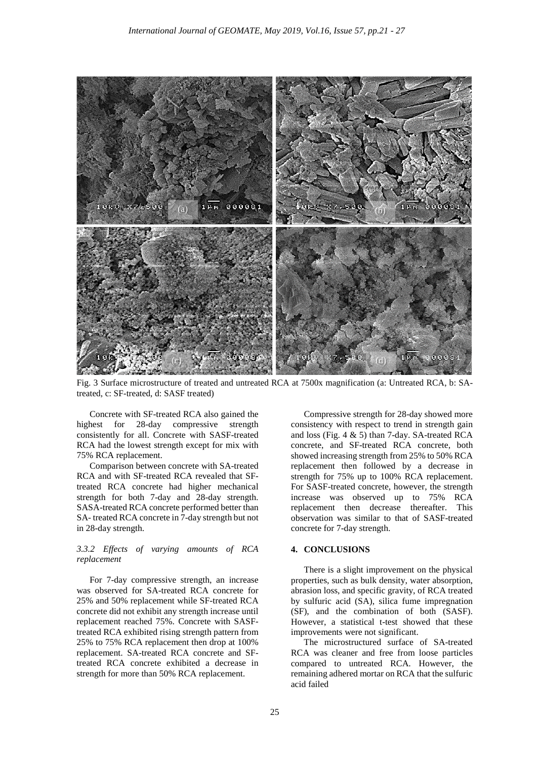Fig. 3 Surface microstructure of treated and untreated RCA at 7500x magnification (a: Untreated RCA, b: SA-treated, c: SF-treated, d: SASF treated)

Concrete with SF-treated RCA also gained the highest for 28-day compressive strength consistently for all. Concrete with SASF-treated RCA had the lowest strength except for mix with 75% RCA replacement.

Comparison between concrete with SA-treated RCA and with SF-treated RCA revealed that SF-treated RCA concrete had higher mechanical strength for both 7-day and 28-day strength. SASA-treated RCA concrete performed better than SA- treated RCA concrete in 7-day strength but not in 28-day strength.

#### *3.3.2 Effects of varying amounts of RCA replacement*

For 7-day compressive strength, an increase was observed for SA-treated RCA concrete for 25% and 50% replacement while SF-treated RCA concrete did not exhibit any strength increase until replacement reached 75%. Concrete with SASF-treated RCA exhibited rising strength pattern from 25% to 75% RCA replacement then drop at 100% replacement. SA-treated RCA concrete and SF-treated RCA concrete exhibited a decrease in strength for more than 50% RCA replacement.

Compressive strength for 28-day showed more consistency with respect to trend in strength gain and loss (Fig. 4 & 5) than 7-day. SA-treated RCA concrete, and SF-treated RCA concrete, both showed increasing strength from 25% to 50% RCA replacement then followed by a decrease in strength for 75% up to 100% RCA replacement. For SASF-treated concrete, however, the strength increase was observed up to 75% RCA replacement then decrease thereafter. This observation was similar to that of SASF-treated concrete for 7-day strength.

## 4. CONCLUSIONS

There is a slight improvement on the physical properties, such as bulk density, water absorption, abrasion loss, and specific gravity, of RCA treated by sulfuric acid (SA), silica fume impregnation (SF), and the combination of both (SASF). However, a statistical t-test showed that these improvements were not significant.

The microstructured surface of SA-treated RCA was cleaner and free from loose particles compared to untreated RCA. However, the remaining adhered mortar on RCA that the sulfuric acid failed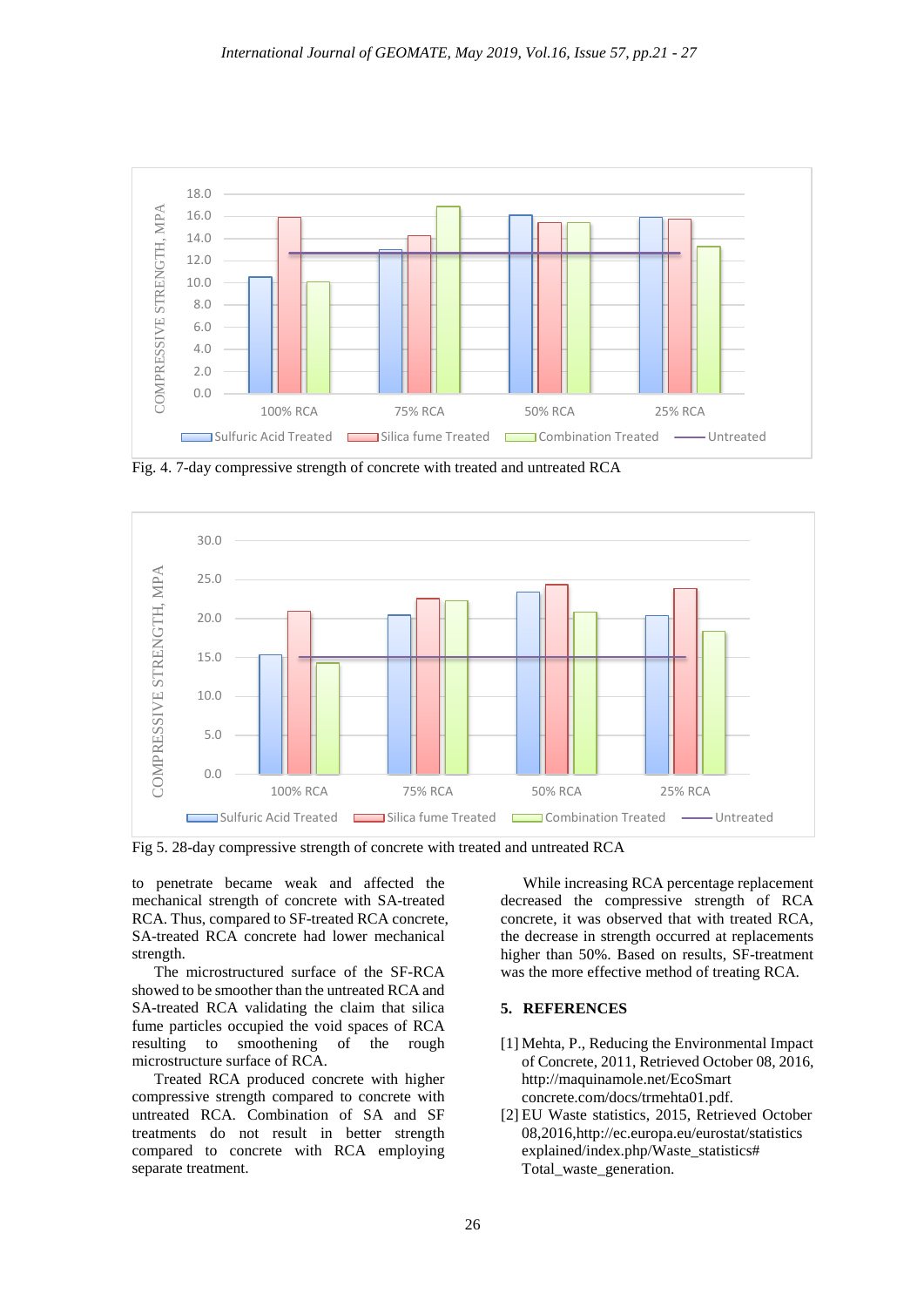Fig. 4. 7-day compressive strength of concrete with treated and untreated RCA

Fig 5. 28-day compressive strength of concrete with treated and untreated RCA

to penetrate became weak and affected the mechanical strength of concrete with SA-treated RCA. Thus, compared to SF-treated RCA concrete, SA-treated RCA concrete had lower mechanical strength.

The microstructured surface of the SF-RCA showed to be smoother than the untreated RCA and SA-treated RCA validating the claim that silica fume particles occupied the void spaces of RCA resulting to smoothening of the rough microstructure surface of RCA.

Treated RCA produced concrete with higher compressive strength compared to concrete with untreated RCA. Combination of SA and SF treatments do not result in better strength compared to concrete with RCA employing separate treatment.

While increasing RCA percentage replacement decreased the compressive strength of RCA concrete, it was observed that with treated RCA, the decrease in strength occurred at replacements higher than 50%. Based on results, SF-treatment was the more effective method of treating RCA.

## 5. REFERENCES

[1] Mehta, P., Reducing the Environmental Impact of Concrete, 2011, Retrieved October 08, 2016, http://maquinamole.net/EcoSmart concrete.com/docs/trmehta01.pdf.

[2] EU Waste statistics, 2015, Retrieved October 08,2016,http://ec.europa.eu/eurostat/statistics explained/index.php/Waste_statistics# Total_waste_generation.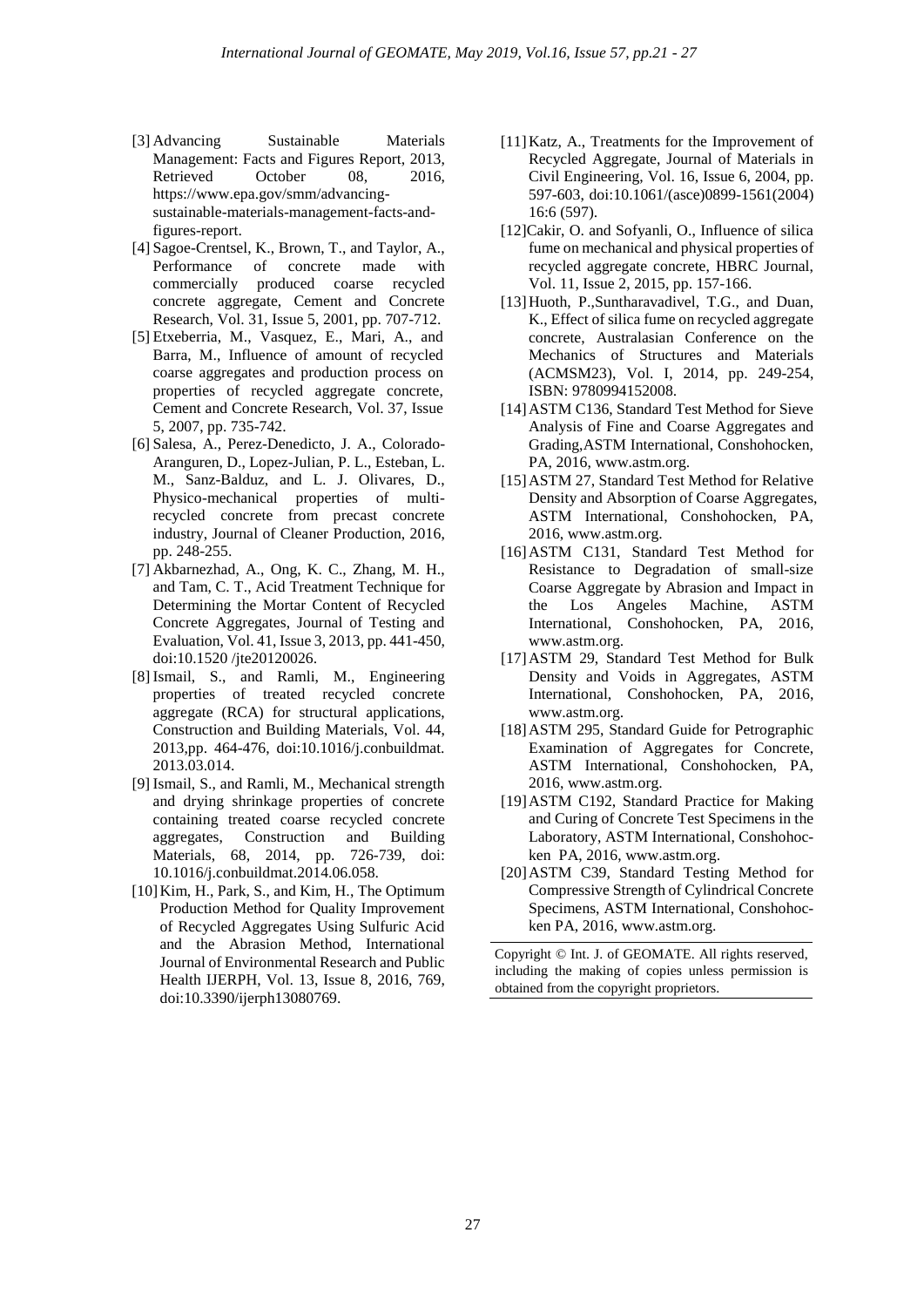[3] Advancing Sustainable Materials Management: Facts and Figures Report, 2013, Retrieved October 08, 2016, https://www.epa.gov/smm/advancing-sustainable-materials-management-facts-and-figures-report.

[4] Sagoe-Crentsel, K., Brown, T., and Taylor, A., Performance of concrete made with commercially produced coarse recycled concrete aggregate, Cement and Concrete Research, Vol. 31, Issue 5, 2001, pp. 707-712.

[5] Etxeberria, M., Vasquez, E., Mari, A., and Barra, M., Influence of amount of recycled coarse aggregates and production process on properties of recycled aggregate concrete, Cement and Concrete Research, Vol. 37, Issue 5, 2007, pp. 735-742.

[6] Salesa, A., Perez-Denedicto, J. A., Colorado-Aranguren, D., Lopez-Julian, P. L., Esteban, L. M., Sanz-Balduz, and L. J. Olivares, D., Physico-mechanical properties of multi-recycled concrete from precast concrete industry, Journal of Cleaner Production, 2016, pp. 248-255.

[7] Akbarnezhad, A., Ong, K. C., Zhang, M. H., and Tam, C. T., Acid Treatment Technique for Determining the Mortar Content of Recycled Concrete Aggregates, Journal of Testing and Evaluation, Vol. 41, Issue 3, 2013, pp. 441-450, doi:10.1520 /jte20120026.

[8] Ismail, S., and Ramli, M., Engineering properties of treated recycled concrete aggregate (RCA) for structural applications, Construction and Building Materials, Vol. 44, 2013,pp. 464-476, doi:10.1016/j.conbuildmat. 2013.03.014.

[9] Ismail, S., and Ramli, M., Mechanical strength and drying shrinkage properties of concrete containing treated coarse recycled concrete aggregates, Construction and Building Materials, 68, 2014, pp. 726-739, doi: 10.1016/j.conbuildmat.2014.06.058.

[10] Kim, H., Park, S., and Kim, H., The Optimum Production Method for Quality Improvement of Recycled Aggregates Using Sulfuric Acid and the Abrasion Method, International Journal of Environmental Research and Public Health IJERPH, Vol. 13, Issue 8, 2016, 769, doi:10.3390/ijerph13080769.

[11] Katz, A., Treatments for the Improvement of Recycled Aggregate, Journal of Materials in Civil Engineering, Vol. 16, Issue 6, 2004, pp. 597-603, doi:10.1061/(asce)0899-1561(2004) 16:6 (597).

[12] Cakir, O. and Sofyanli, O., Influence of silica fume on mechanical and physical properties of recycled aggregate concrete, HBRC Journal, Vol. 11, Issue 2, 2015, pp. 157-166.

[13] Huoth, P.,Suntharavadivel, T.G., and Duan, K., Effect of silica fume on recycled aggregate concrete, Australasian Conference on the Mechanics of Structures and Materials (ACMSM23), Vol. I, 2014, pp. 249-254, ISBN: 9780994152008.

[14] ASTM C136, Standard Test Method for Sieve Analysis of Fine and Coarse Aggregates and Grading,ASTM International, Conshohocken, PA, 2016, www.astm.org.

[15] ASTM 27, Standard Test Method for Relative Density and Absorption of Coarse Aggregates, ASTM International, Conshohocken, PA, 2016, www.astm.org.

[16] ASTM C131, Standard Test Method for Resistance to Degradation of small-size Coarse Aggregate by Abrasion and Impact in the Los Angeles Machine, ASTM International, Conshohocken, PA, 2016, www.astm.org.

[17] ASTM 29, Standard Test Method for Bulk Density and Voids in Aggregates, ASTM International, Conshohocken, PA, 2016, www.astm.org.

[18] ASTM 295, Standard Guide for Petrographic Examination of Aggregates for Concrete, ASTM International, Conshohocken, PA, 2016, www.astm.org.

[19] ASTM C192, Standard Practice for Making and Curing of Concrete Test Specimens in the Laboratory, ASTM International, Conshohocken PA, 2016, www.astm.org.

[20] ASTM C39, Standard Testing Method for Compressive Strength of Cylindrical Concrete Specimens, ASTM International, Conshohocken PA, 2016, www.astm.org.

Copyright © Int. J. of GEOMATE. All rights reserved, including the making of copies unless permission is obtained from the copyright proprietors.